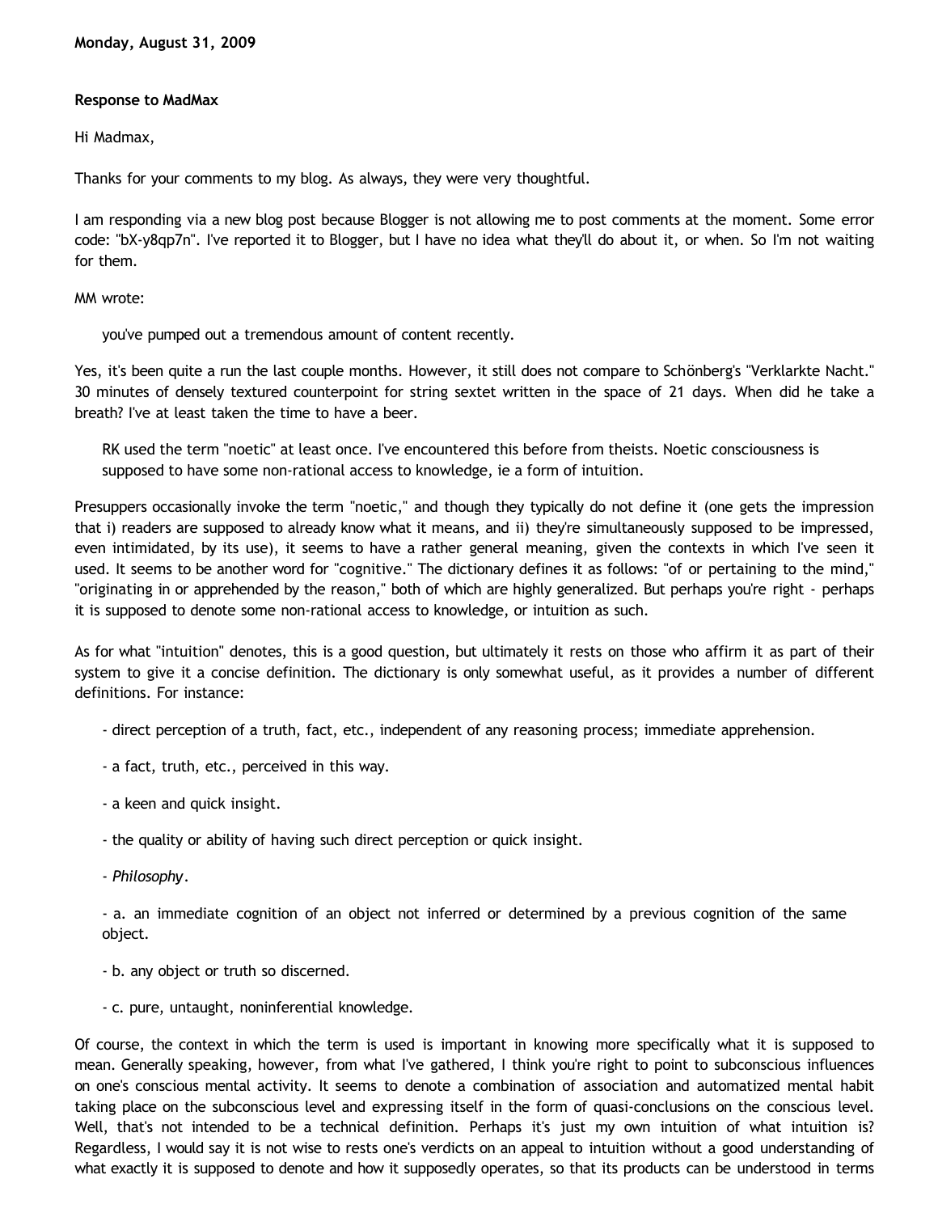**Monday, August 31, 2009**

**Response to MadMax**

Hi Madmax,

Thanks for your comments to my blog. As always, they were very thoughtful.

I am responding via a new blog post because Blogger is not allowing me to post comments at the moment. Some error code: "bX-y8qp7n". I've reported it to Blogger, but I have no idea what they'll do about it, or when. So I'm not waiting for them.

MM wrote:

> you've pumped out a tremendous amount of content recently.

Yes, it's been quite a run the last couple months. However, it still does not compare to Schönberg's "Verklarkte Nacht." 30 minutes of densely textured counterpoint for string sextet written in the space of 21 days. When did he take a breath? I've at least taken the time to have a beer.

> RK used the term "noetic" at least once. I've encountered this before from theists. Noetic consciousness is supposed to have some non-rational access to knowledge, ie a form of intuition.

Presuppers occasionally invoke the term "noetic," and though they typically do not define it (one gets the impression that i) readers are supposed to already know what it means, and ii) they're simultaneously supposed to be impressed, even intimidated, by its use), it seems to have a rather general meaning, given the contexts in which I've seen it used. It seems to be another word for "cognitive." The dictionary defines it as follows: "of or pertaining to the mind," "originating in or apprehended by the reason," both of which are highly generalized. But perhaps you're right - perhaps it is supposed to denote some non-rational access to knowledge, or intuition as such.

As for what "intuition" denotes, this is a good question, but ultimately it rests on those who affirm it as part of their system to give it a concise definition. The dictionary is only somewhat useful, as it provides a number of different definitions. For instance:

> - direct perception of a truth, fact, etc., independent of any reasoning process; immediate apprehension.
>
> - a fact, truth, etc., perceived in this way.
>
> - a keen and quick insight.
>
> - the quality or ability of having such direct perception or quick insight.
>
> - *Philosophy*.
>
> - a. an immediate cognition of an object not inferred or determined by a previous cognition of the same object.
>
> - b. any object or truth so discerned.
>
> - c. pure, untaught, noninferential knowledge.

Of course, the context in which the term is used is important in knowing more specifically what it is supposed to mean. Generally speaking, however, from what I've gathered, I think you're right to point to subconscious influences on one's conscious mental activity. It seems to denote a combination of association and automatized mental habit taking place on the subconscious level and expressing itself in the form of quasi-conclusions on the conscious level. Well, that's not intended to be a technical definition. Perhaps it's just my own intuition of what intuition is? Regardless, I would say it is not wise to rests one's verdicts on an appeal to intuition without a good understanding of what exactly it is supposed to denote and how it supposedly operates, so that its products can be understood in terms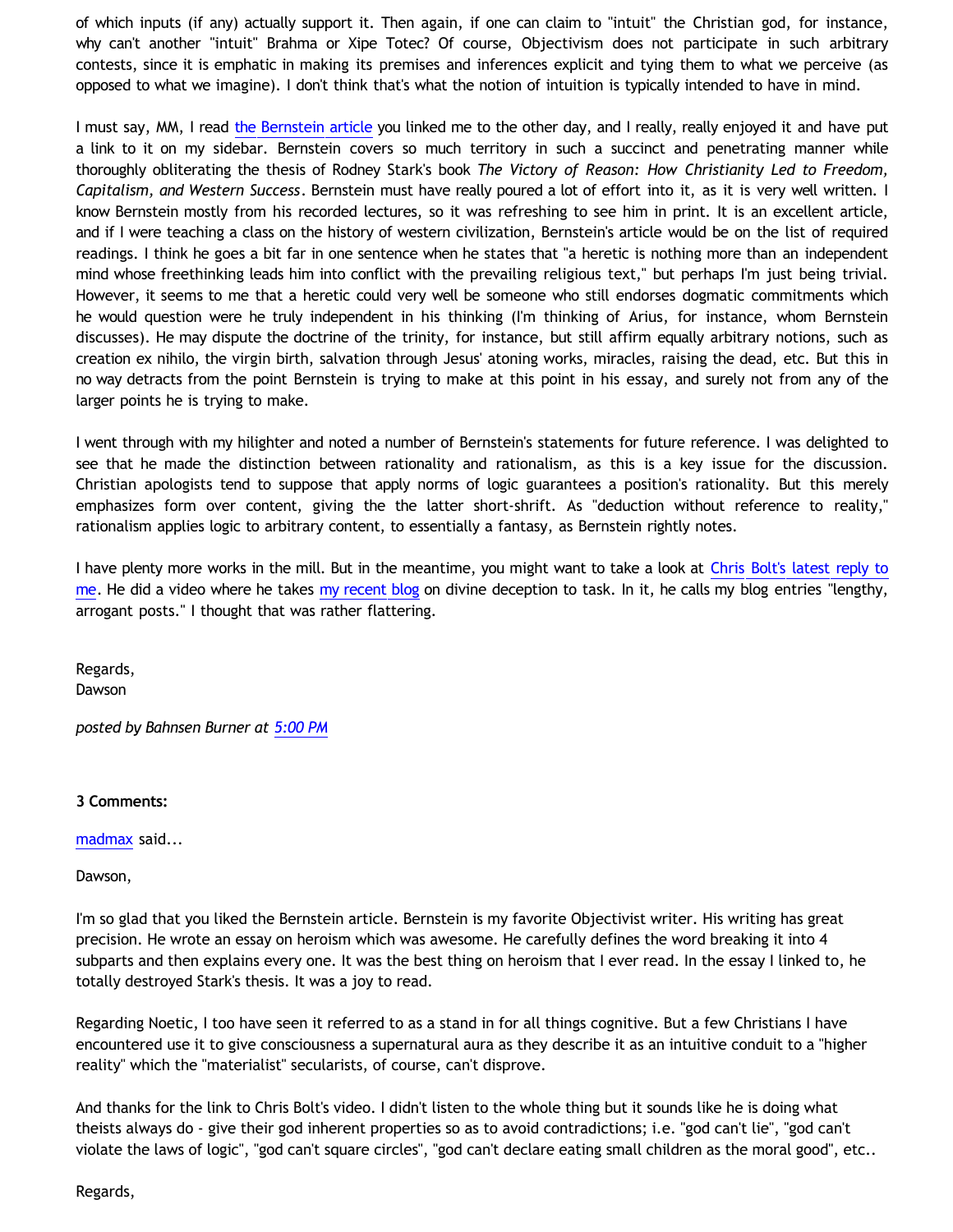of which inputs (if any) actually support it. Then again, if one can claim to "intuit" the Christian god, for instance, why can't another "intuit" Brahma or Xipe Totec? Of course, Objectivism does not participate in such arbitrary contests, since it is emphatic in making its premises and inferences explicit and tying them to what we perceive (as opposed to what we imagine). I don't think that's what the notion of intuition is typically intended to have in mind.

I must say, MM, I read [the Bernstein article] you linked me to the other day, and I really, really enjoyed it and have put a link to it on my sidebar. Bernstein covers so much territory in such a succinct and penetrating manner while thoroughly obliterating the thesis of Rodney Stark's book *The Victory of Reason: How Christianity Led to Freedom, Capitalism, and Western Success*. Bernstein must have really poured a lot of effort into it, as it is very well written. I know Bernstein mostly from his recorded lectures, so it was refreshing to see him in print. It is an excellent article, and if I were teaching a class on the history of western civilization, Bernstein's article would be on the list of required readings. I think he goes a bit far in one sentence when he states that "a heretic is nothing more than an independent mind whose freethinking leads him into conflict with the prevailing religious text," but perhaps I'm just being trivial. However, it seems to me that a heretic could very well be someone who still endorses dogmatic commitments which he would question were he truly independent in his thinking (I'm thinking of Arius, for instance, whom Bernstein discusses). He may dispute the doctrine of the trinity, for instance, but still affirm equally arbitrary notions, such as creation ex nihilo, the virgin birth, salvation through Jesus' atoning works, miracles, raising the dead, etc. But this in no way detracts from the point Bernstein is trying to make at this point in his essay, and surely not from any of the larger points he is trying to make.

I went through with my hilighter and noted a number of Bernstein's statements for future reference. I was delighted to see that he made the distinction between rationality and rationalism, as this is a key issue for the discussion. Christian apologists tend to suppose that apply norms of logic guarantees a position's rationality. But this merely emphasizes form over content, giving the the latter short-shrift. As "deduction without reference to reality," rationalism applies logic to arbitrary content, to essentially a fantasy, as Bernstein rightly notes.

I have plenty more works in the mill. But in the meantime, you might want to take a look at [Chris Bolt's latest reply to me]. He did a video where he takes [my recent blog] on divine deception to task. In it, he calls my blog entries "lengthy, arrogant posts." I thought that was rather flattering.

Regards,
Dawson

*posted by Bahnsen Burner at 5:00 PM*

**3 Comments:**

madmax said...

Dawson,

I'm so glad that you liked the Bernstein article. Bernstein is my favorite Objectivist writer. His writing has great precision. He wrote an essay on heroism which was awesome. He carefully defines the word breaking it into 4 subparts and then explains every one. It was the best thing on heroism that I ever read. In the essay I linked to, he totally destroyed Stark's thesis. It was a joy to read.

Regarding Noetic, I too have seen it referred to as a stand in for all things cognitive. But a few Christians I have encountered use it to give consciousness a supernatural aura as they describe it as an intuitive conduit to a "higher reality" which the "materialist" secularists, of course, can't disprove.

And thanks for the link to Chris Bolt's video. I didn't listen to the whole thing but it sounds like he is doing what theists always do - give their god inherent properties so as to avoid contradictions; i.e. "god can't lie", "god can't violate the laws of logic", "god can't square circles", "god can't declare eating small children as the moral good", etc..

Regards,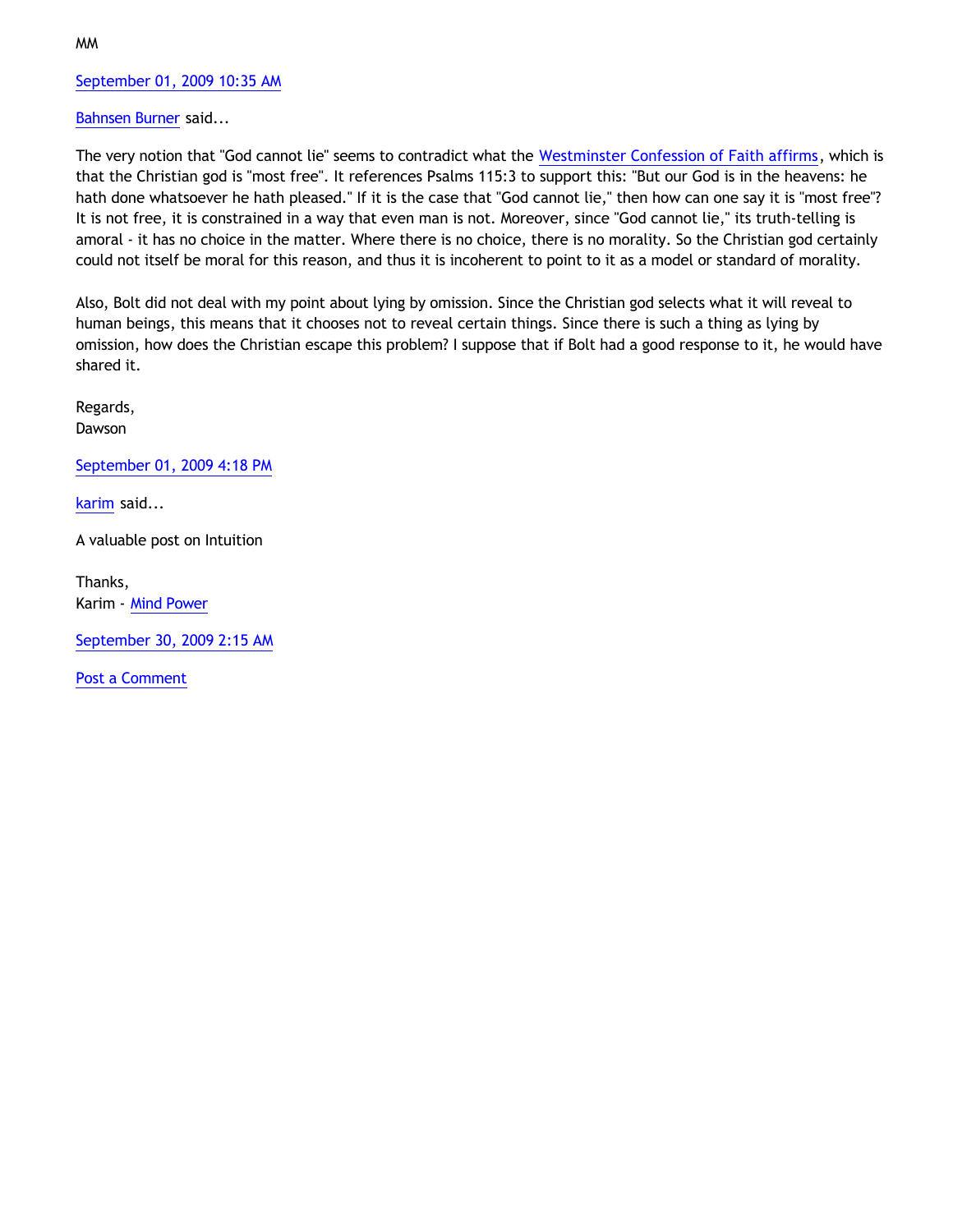MM

September 01, 2009 10:35 AM

Bahnsen Burner said...

The very notion that "God cannot lie" seems to contradict what the Westminster Confession of Faith affirms, which is that the Christian god is "most free". It references Psalms 115:3 to support this: "But our God is in the heavens: he hath done whatsoever he hath pleased." If it is the case that "God cannot lie," then how can one say it is "most free"? It is not free, it is constrained in a way that even man is not. Moreover, since "God cannot lie," its truth-telling is amoral - it has no choice in the matter. Where there is no choice, there is no morality. So the Christian god certainly could not itself be moral for this reason, and thus it is incoherent to point to it as a model or standard of morality.

Also, Bolt did not deal with my point about lying by omission. Since the Christian god selects what it will reveal to human beings, this means that it chooses not to reveal certain things. Since there is such a thing as lying by omission, how does the Christian escape this problem? I suppose that if Bolt had a good response to it, he would have shared it.

Regards,
Dawson

September 01, 2009 4:18 PM

karim said...

A valuable post on Intuition

Thanks,
Karim - Mind Power

September 30, 2009 2:15 AM

Post a Comment